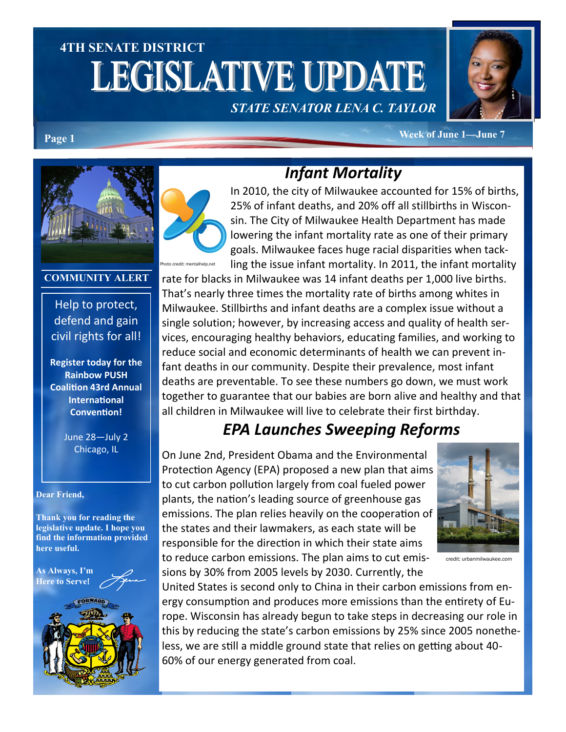# 4TH SENATE DISTRICT LEGISLATIVE UPDATE

*STATE SENATOR LENA C. TAYLOR*

Week of June 1—June 7

**COMMUNITY ALERT**

Help to protect, defend and gain civil rights for all!

**Register today for the Rainbow PUSH Coalition 43rd Annual International Convention!**

June 28—July 2
Chicago, IL

**Dear Friend,**

**Thank you for reading the legislative update. I hope you find the information provided here useful.**

**As Always, I'm Here to Serve!**

## *Infant Mortality*

Photo credit: mentalhelp.net

In 2010, the city of Milwaukee accounted for 15% of births, 25% of infant deaths, and 20% off all stillbirths in Wisconsin. The City of Milwaukee Health Department has made lowering the infant mortality rate as one of their primary goals. Milwaukee faces huge racial disparities when tackling the issue infant mortality. In 2011, the infant mortality rate for blacks in Milwaukee was 14 infant deaths per 1,000 live births. That's nearly three times the mortality rate of births among whites in Milwaukee. Stillbirths and infant deaths are a complex issue without a single solution; however, by increasing access and quality of health services, encouraging healthy behaviors, educating families, and working to reduce social and economic determinants of health we can prevent infant deaths in our community. Despite their prevalence, most infant deaths are preventable. To see these numbers go down, we must work together to guarantee that our babies are born alive and healthy and that all children in Milwaukee will live to celebrate their first birthday.

## *EPA Launches Sweeping Reforms*

On June 2nd, President Obama and the Environmental Protection Agency (EPA) proposed a new plan that aims to cut carbon pollution largely from coal fueled power plants, the nation's leading source of greenhouse gas emissions. The plan relies heavily on the cooperation of the states and their lawmakers, as each state will be responsible for the direction in which their state aims to reduce carbon emissions. The plan aims to cut emissions by 30% from 2005 levels by 2030. Currently, the United States is second only to China in their carbon emissions from energy consumption and produces more emissions than the entirety of Europe. Wisconsin has already begun to take steps in decreasing our role in this by reducing the state's carbon emissions by 25% since 2005 nonetheless, we are still a middle ground state that relies on getting about 40-60% of our energy generated from coal.

credit: urbanmilwaukee.com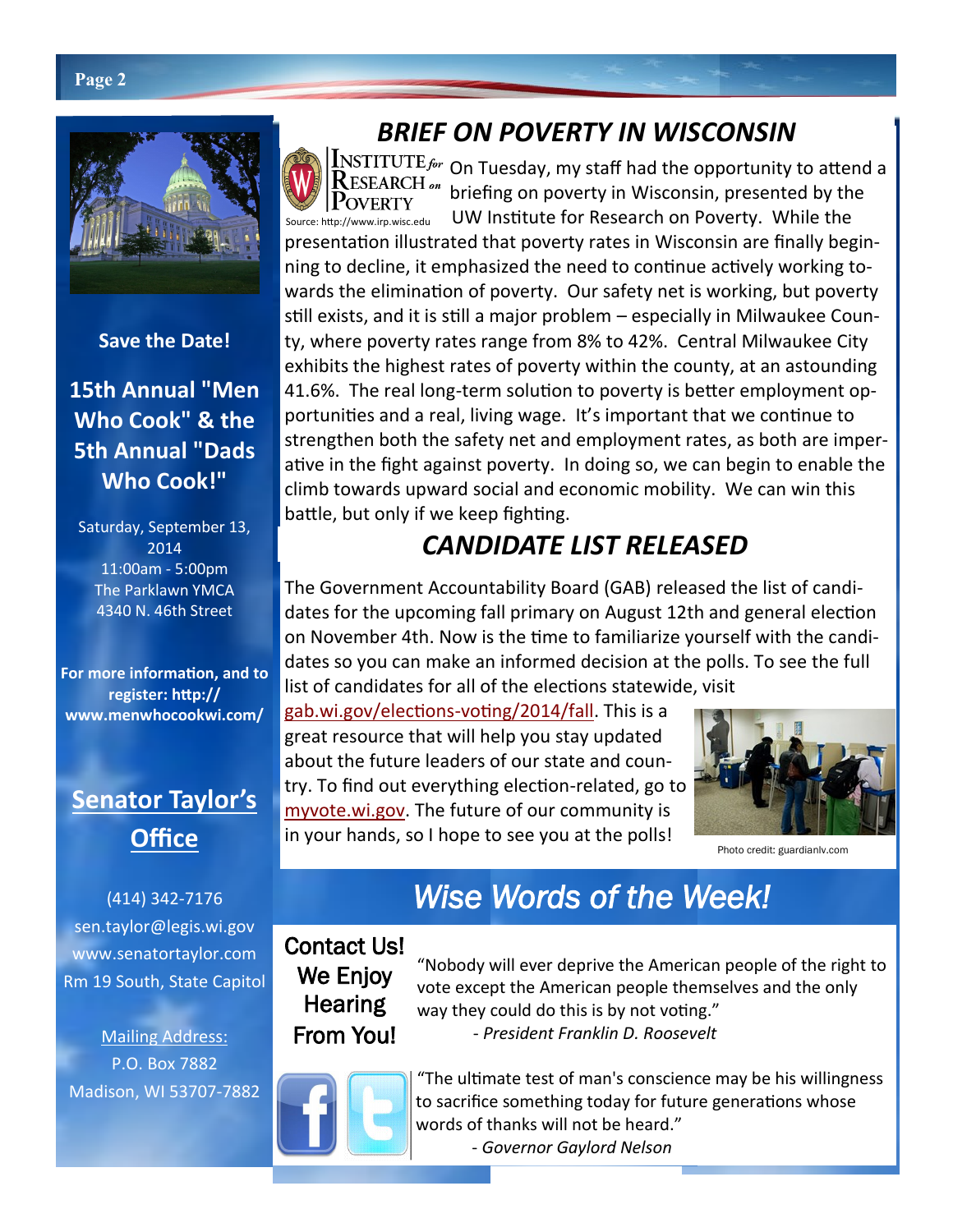## BRIEF ON POVERTY IN WISCONSIN

Source: http://www.irp.wisc.edu

On Tuesday, my staff had the opportunity to attend a briefing on poverty in Wisconsin, presented by the UW Institute for Research on Poverty. While the presentation illustrated that poverty rates in Wisconsin are finally beginning to decline, it emphasized the need to continue actively working towards the elimination of poverty. Our safety net is working, but poverty still exists, and it is still a major problem – especially in Milwaukee County, where poverty rates range from 8% to 42%. Central Milwaukee City exhibits the highest rates of poverty within the county, at an astounding 41.6%. The real long-term solution to poverty is better employment opportunities and a real, living wage. It's important that we continue to strengthen both the safety net and employment rates, as both are imperative in the fight against poverty. In doing so, we can begin to enable the climb towards upward social and economic mobility. We can win this battle, but only if we keep fighting.

## CANDIDATE LIST RELEASED

The Government Accountability Board (GAB) released the list of candidates for the upcoming fall primary on August 12th and general election on November 4th. Now is the time to familiarize yourself with the candidates so you can make an informed decision at the polls. To see the full list of candidates for all of the elections statewide, visit gab.wi.gov/elections-voting/2014/fall. This is a great resource that will help you stay updated about the future leaders of our state and country. To find out everything election-related, go to myvote.wi.gov. The future of our community is in your hands, so I hope to see you at the polls!

Photo credit: guardianlv.com

**Save the Date!**

**15th Annual "Men Who Cook" & the 5th Annual "Dads Who Cook!"**

Saturday, September 13, 2014
11:00am - 5:00pm
The Parklawn YMCA
4340 N. 46th Street

**For more information, and to register: http://www.menwhocookwi.com/**

## Senator Taylor's Office

(414) 342-7176
sen.taylor@legis.wi.gov
www.senatortaylor.com
Rm 19 South, State Capitol

Mailing Address:
P.O. Box 7882
Madison, WI 53707-7882

## *Wise Words of the Week!*

"Nobody will ever deprive the American people of the right to vote except the American people themselves and the only way they could do this is by not voting."
*- President Franklin D. Roosevelt*

"The ultimate test of man's conscience may be his willingness to sacrifice something today for future generations whose words of thanks will not be heard."
*- Governor Gaylord Nelson*

**Contact Us! We Enjoy Hearing From You!**